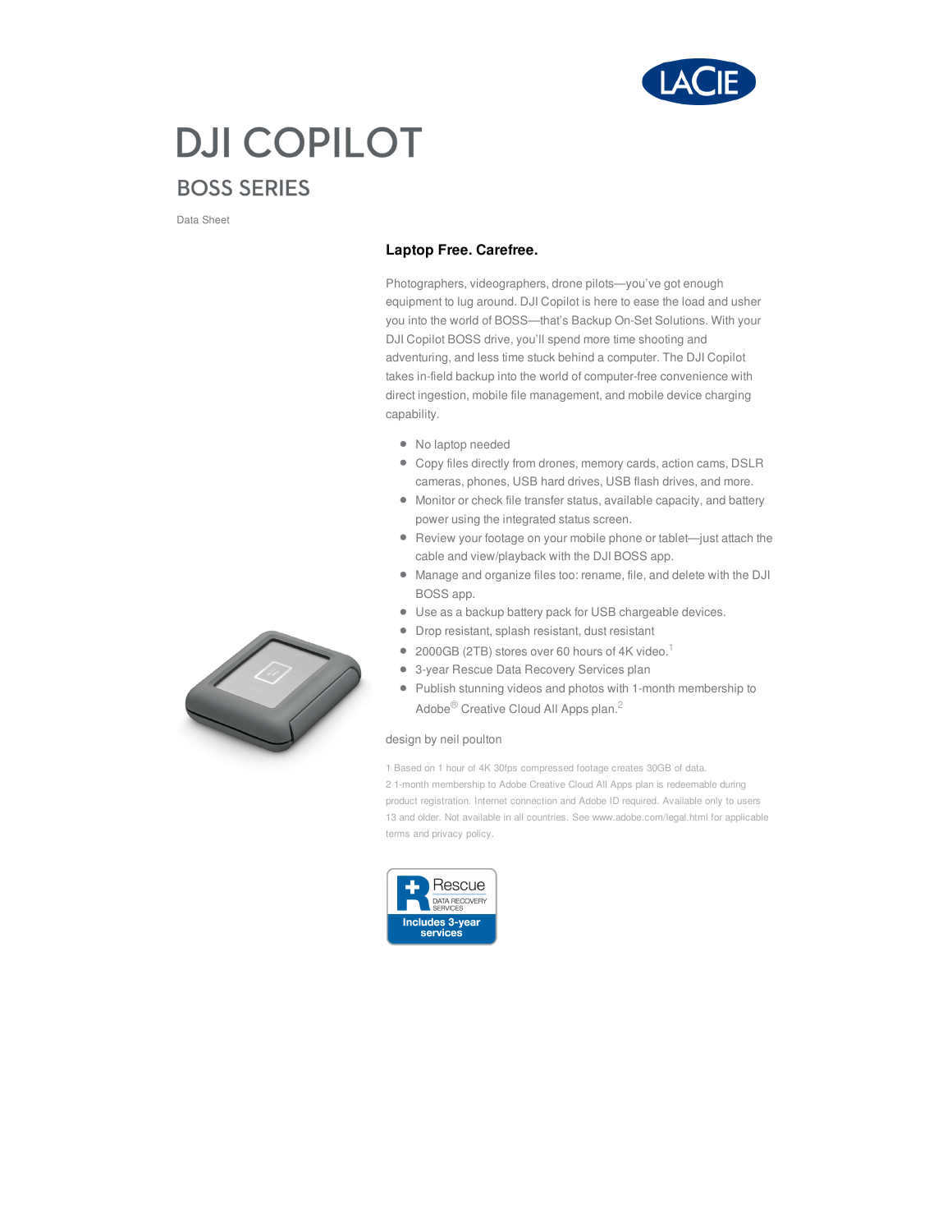# DJI COPILOT

## BOSS SERIES

Data Sheet

### Laptop Free. Carefree.

Photographers, videographers, drone pilots—you've got enough equipment to lug around. DJI Copilot is here to ease the load and usher you into the world of BOSS—that's Backup On-Set Solutions. With your DJI Copilot BOSS drive, you'll spend more time shooting and adventuring, and less time stuck behind a computer. The DJI Copilot takes in-field backup into the world of computer-free convenience with direct ingestion, mobile file management, and mobile device charging capability.

- No laptop needed
- Copy files directly from drones, memory cards, action cams, DSLR cameras, phones, USB hard drives, USB flash drives, and more.
- Monitor or check file transfer status, available capacity, and battery power using the integrated status screen.
- Review your footage on your mobile phone or tablet—just attach the cable and view/playback with the DJI BOSS app.
- Manage and organize files too: rename, file, and delete with the DJI BOSS app.
- Use as a backup battery pack for USB chargeable devices.
- Drop resistant, splash resistant, dust resistant
- 2000GB (2TB) stores over 60 hours of 4K video.[1]
- 3-year Rescue Data Recovery Services plan
- Publish stunning videos and photos with 1-month membership to Adobe® Creative Cloud All Apps plan.[2]

design by neil poulton

1 Based on 1 hour of 4K 30fps compressed footage creates 30GB of data.
2 1-month membership to Adobe Creative Cloud All Apps plan is redeemable during product registration. Internet connection and Adobe ID required. Available only to users 13 and older. Not available in all countries. See www.adobe.com/legal.html for applicable terms and privacy policy.

Rescue DATA RECOVERY SERVICES
Includes 3-year services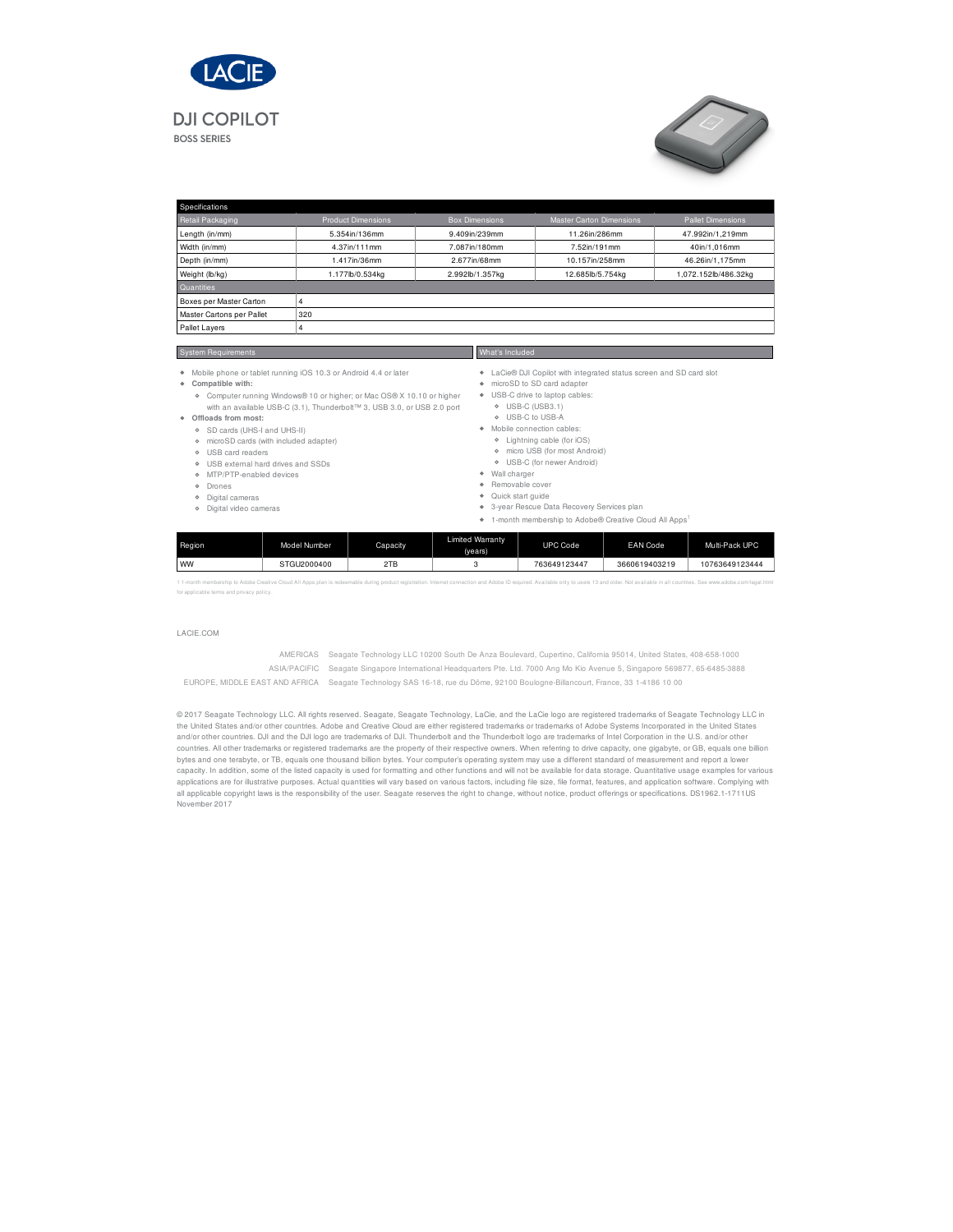# DJI COPILOT

## BOSS SERIES

| Specifications | | | | |
|---|---|---|---|---|
| Retail Packaging | Product Dimensions | Box Dimensions | Master Carton Dimensions | Pallet Dimensions |
| Length (in/mm) | 5.354in/136mm | 9.409in/239mm | 11.26in/286mm | 47.992in/1,219mm |
| Width (in/mm) | 4.37in/111mm | 7.087in/180mm | 7.52in/191mm | 40in/1,016mm |
| Depth (in/mm) | 1.417in/36mm | 2.677in/68mm | 10.157in/258mm | 46.26in/1,175mm |
| Weight (lb/kg) | 1.177lb/0.534kg | 2.992lb/1.357kg | 12.685lb/5.754kg | 1,072.152lb/486.32kg |
| Quantities | | | | |
| Boxes per Master Carton | 4 | | | |
| Master Cartons per Pallet | 320 | | | |
| Pallet Layers | 4 | | | |

### System Requirements

- Mobile phone or tablet running iOS 10.3 or Android 4.4 or later
- **Compatible with:**
  - Computer running Windows® 10 or higher; or Mac OS® X 10.10 or higher with an available USB-C (3.1), Thunderbolt™ 3, USB 3.0, or USB 2.0 port
- **Offloads from most:**
  - SD cards (UHS-I and UHS-II)
  - microSD cards (with included adapter)
  - USB card readers
  - USB external hard drives and SSDs
  - MTP/PTP-enabled devices
  - Drones
  - Digital cameras
  - Digital video cameras

### What's Included

- LaCie® DJI Copilot with integrated status screen and SD card slot
- microSD to SD card adapter
- USB-C drive to laptop cables:
  - USB-C (USB3.1)
  - USB-C to USB-A
- Mobile connection cables:
  - Lightning cable (for iOS)
  - micro USB (for most Android)
  - USB-C (for newer Android)
- Wall charger
- Removable cover
- Quick start guide
- 3-year Rescue Data Recovery Services plan
- 1-month membership to Adobe® Creative Cloud All Apps[1]

| Region | Model Number | Capacity | Limited Warranty (years) | UPC Code | EAN Code | Multi-Pack UPC |
|---|---|---|---|---|---|---|
| WW | STGU2000400 | 2TB | 3 | 763649123447 | 3660619403219 | 10763649123444 |

1 1-month membership to Adobe Creative Cloud All Apps plan is redeemable during product registration. Internet connection and Adobe ID required. Available only to users 13 and older. Not available in all countries. See www.adobe.com/legal.html for applicable terms and privacy policy.

LACIE.COM

AMERICAS Seagate Technology LLC 10200 South De Anza Boulevard, Cupertino, California 95014, United States, 408-658-1000
ASIA/PACIFIC Seagate Singapore International Headquarters Pte. Ltd. 7000 Ang Mo Kio Avenue 5, Singapore 569877, 65-6485-3888
EUROPE, MIDDLE EAST AND AFRICA Seagate Technology SAS 16-18, rue du Dôme, 92100 Boulogne-Billancourt, France, 33 1-4186 10 00

© 2017 Seagate Technology LLC. All rights reserved. Seagate, Seagate Technology, LaCie, and the LaCie logo are registered trademarks of Seagate Technology LLC in the United States and/or other countries. Adobe and Creative Cloud are either registered trademarks or trademarks of Adobe Systems Incorporated in the United States and/or other countries. DJI and the DJI logo are trademarks of DJI. Thunderbolt and the Thunderbolt logo are trademarks of Intel Corporation in the U.S. and/or other countries. All other trademarks or registered trademarks are the property of their respective owners. When referring to drive capacity, one gigabyte, or GB, equals one billion bytes and one terabyte, or TB, equals one thousand billion bytes. Your computer's operating system may use a different standard of measurement and report a lower capacity. In addition, some of the listed capacity is used for formatting and other functions and will not be available for data storage. Quantitative usage examples for various applications are for illustrative purposes. Actual quantities will vary based on various factors, including file size, file format, features, and application software. Complying with all applicable copyright laws is the responsibility of the user. Seagate reserves the right to change, without notice, product offerings or specifications. DS1962.1-1711US November 2017